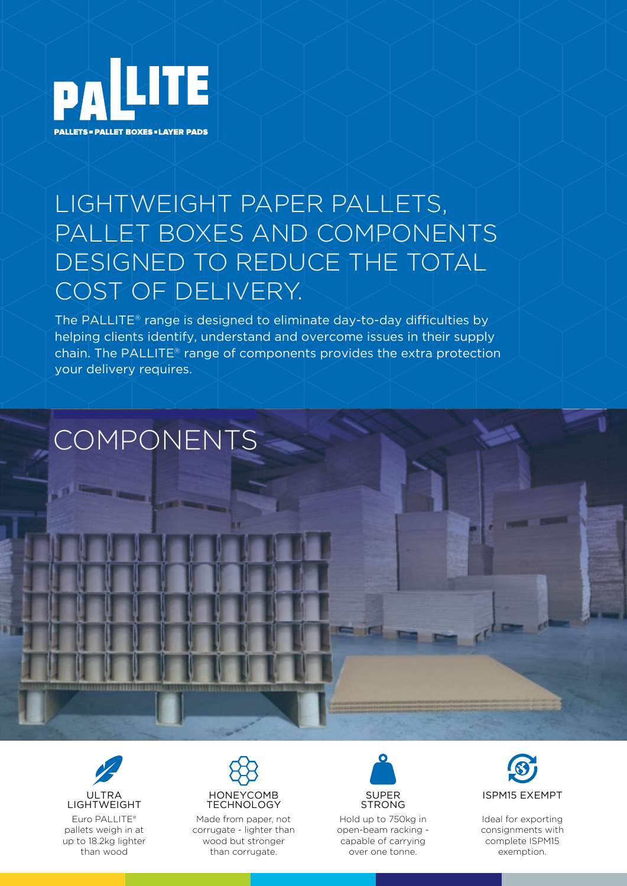# PALLITE

**PALLETS ▪ PALLET BOXES ▪ LAYER PADS**

## LIGHTWEIGHT PAPER PALLETS, PALLET BOXES AND COMPONENTS DESIGNED TO REDUCE THE TOTAL COST OF DELIVERY.

The PALLITE® range is designed to eliminate day-to-day difficulties by helping clients identify, understand and overcome issues in their supply chain. The PALLITE® range of components provides the extra protection your delivery requires.

## COMPONENTS

### ULTRA LIGHTWEIGHT

Euro PALLITE® pallets weigh in at up to 18.2kg lighter than wood

### HONEYCOMB TECHNOLOGY

Made from paper, not corrugate - lighter than wood but stronger than corrugate.

### SUPER STRONG

Hold up to 750kg in open-beam racking - capable of carrying over one tonne.

### ISPM15 EXEMPT

Ideal for exporting consignments with complete ISPM15 exemption.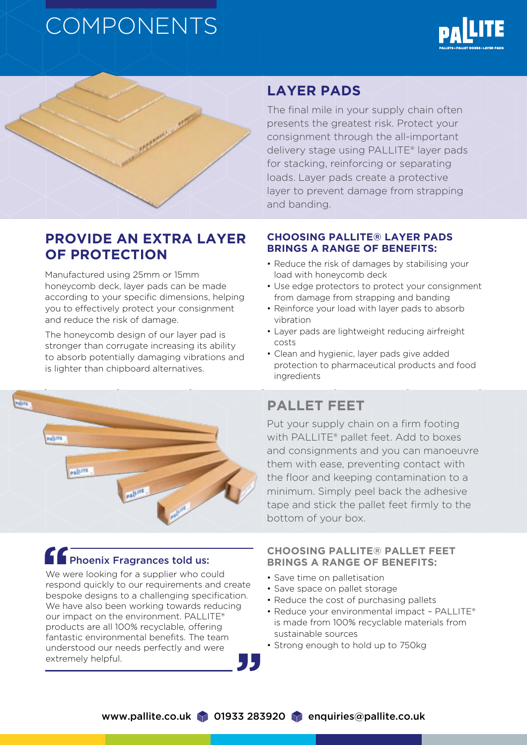# COMPONENTS

## LAYER PADS

The final mile in your supply chain often presents the greatest risk. Protect your consignment through the all-important delivery stage using PALLITE® layer pads for stacking, reinforcing or separating loads. Layer pads create a protective layer to prevent damage from strapping and banding.

## PROVIDE AN EXTRA LAYER OF PROTECTION

Manufactured using 25mm or 15mm honeycomb deck, layer pads can be made according to your specific dimensions, helping you to effectively protect your consignment and reduce the risk of damage.

The honeycomb design of our layer pad is stronger than corrugate increasing its ability to absorb potentially damaging vibrations and is lighter than chipboard alternatives.

### CHOOSING PALLITE® LAYER PADS BRINGS A RANGE OF BENEFITS:

- Reduce the risk of damages by stabilising your load with honeycomb deck
- Use edge protectors to protect your consignment from damage from strapping and banding
- Reinforce your load with layer pads to absorb vibration
- Layer pads are lightweight reducing airfreight costs
- Clean and hygienic, layer pads give added protection to pharmaceutical products and food ingredients

## PALLET FEET

Put your supply chain on a firm footing with PALLITE® pallet feet. Add to boxes and consignments and you can manoeuvre them with ease, preventing contact with the floor and keeping contamination to a minimum. Simply peel back the adhesive tape and stick the pallet feet firmly to the bottom of your box.

### Phoenix Fragrances told us:

> We were looking for a supplier who could respond quickly to our requirements and create bespoke designs to a challenging specification. We have also been working towards reducing our impact on the environment. PALLITE® products are all 100% recyclable, offering fantastic environmental benefits. The team understood our needs perfectly and were extremely helpful.

### CHOOSING PALLITE® PALLET FEET BRINGS A RANGE OF BENEFITS:

- Save time on palletisation
- Save space on pallet storage
- Reduce the cost of purchasing pallets
- Reduce your environmental impact – PALLITE® is made from 100% recyclable materials from sustainable sources
- Strong enough to hold up to 750kg

www.pallite.co.uk 01933 283920 enquiries@pallite.co.uk